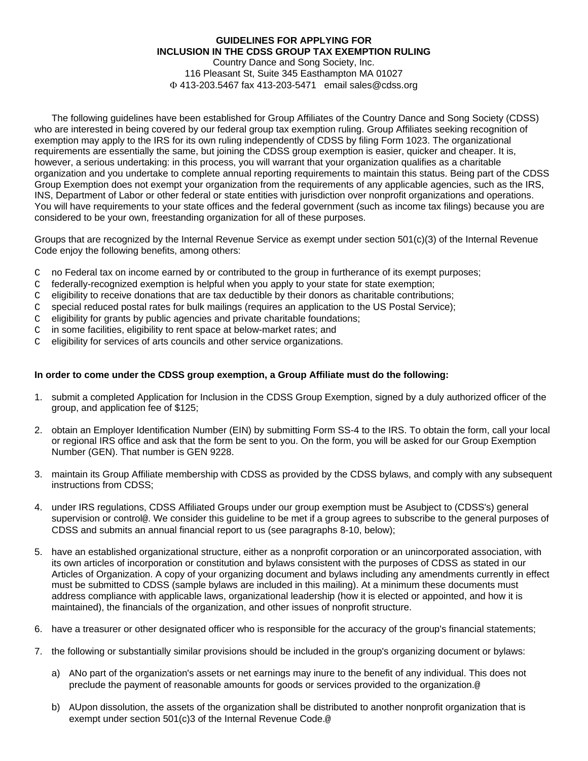**GUIDELINES FOR APPLYING FOR**
**INCLUSION IN THE CDSS GROUP TAX EXEMPTION RULING**

Country Dance and Song Society, Inc.
116 Pleasant St, Suite 345 Easthampton MA 01027
Φ 413-203.5467 fax 413-203-5471 email sales@cdss.org

The following guidelines have been established for Group Affiliates of the Country Dance and Song Society (CDSS) who are interested in being covered by our federal group tax exemption ruling. Group Affiliates seeking recognition of exemption may apply to the IRS for its own ruling independently of CDSS by filing Form 1023. The organizational requirements are essentially the same, but joining the CDSS group exemption is easier, quicker and cheaper. It is, however, a serious undertaking: in this process, you will warrant that your organization qualifies as a charitable organization and you undertake to complete annual reporting requirements to maintain this status. Being part of the CDSS Group Exemption does not exempt your organization from the requirements of any applicable agencies, such as the IRS, INS, Department of Labor or other federal or state entities with jurisdiction over nonprofit organizations and operations. You will have requirements to your state offices and the federal government (such as income tax filings) because you are considered to be your own, freestanding organization for all of these purposes.

Groups that are recognized by the Internal Revenue Service as exempt under section 501(c)(3) of the Internal Revenue Code enjoy the following benefits, among others:

- no Federal tax on income earned by or contributed to the group in furtherance of its exempt purposes;
- federally-recognized exemption is helpful when you apply to your state for state exemption;
- eligibility to receive donations that are tax deductible by their donors as charitable contributions;
- special reduced postal rates for bulk mailings (requires an application to the US Postal Service);
- eligibility for grants by public agencies and private charitable foundations;
- in some facilities, eligibility to rent space at below-market rates; and
- eligibility for services of arts councils and other service organizations.

**In order to come under the CDSS group exemption, a Group Affiliate must do the following:**

1. submit a completed Application for Inclusion in the CDSS Group Exemption, signed by a duly authorized officer of the group, and application fee of $125;

2. obtain an Employer Identification Number (EIN) by submitting Form SS-4 to the IRS. To obtain the form, call your local or regional IRS office and ask that the form be sent to you. On the form, you will be asked for our Group Exemption Number (GEN). That number is GEN 9228.

3. maintain its Group Affiliate membership with CDSS as provided by the CDSS bylaws, and comply with any subsequent instructions from CDSS;

4. under IRS regulations, CDSS Affiliated Groups under our group exemption must be "subject to (CDSS's) general supervision or control". We consider this guideline to be met if a group agrees to subscribe to the general purposes of CDSS and submits an annual financial report to us (see paragraphs 8-10, below);

5. have an established organizational structure, either as a nonprofit corporation or an unincorporated association, with its own articles of incorporation or constitution and bylaws consistent with the purposes of CDSS as stated in our Articles of Organization. A copy of your organizing document and bylaws including any amendments currently in effect must be submitted to CDSS (sample bylaws are included in this mailing). At a minimum these documents must address compliance with applicable laws, organizational leadership (how it is elected or appointed, and how it is maintained), the financials of the organization, and other issues of nonprofit structure.

6. have a treasurer or other designated officer who is responsible for the accuracy of the group's financial statements;

7. the following or substantially similar provisions should be included in the group's organizing document or bylaws:

   a) "No part of the organization's assets or net earnings may inure to the benefit of any individual. This does not preclude the payment of reasonable amounts for goods or services provided to the organization."

   b) "Upon dissolution, the assets of the organization shall be distributed to another nonprofit organization that is exempt under section 501(c)3 of the Internal Revenue Code."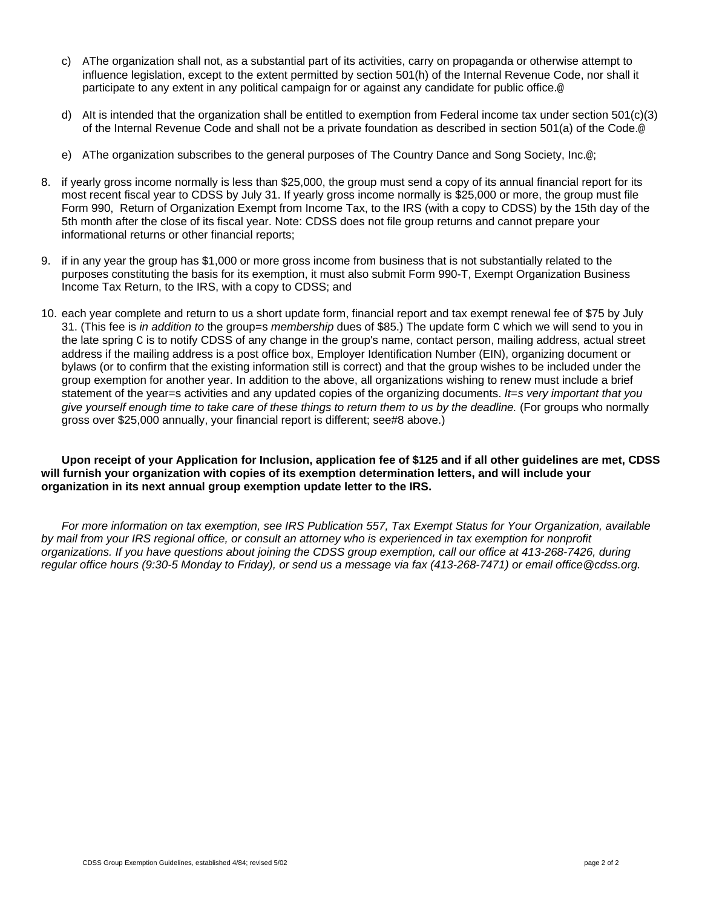c) AThe organization shall not, as a substantial part of its activities, carry on propaganda or otherwise attempt to influence legislation, except to the extent permitted by section 501(h) of the Internal Revenue Code, nor shall it participate to any extent in any political campaign for or against any candidate for public office.@

d) AIt is intended that the organization shall be entitled to exemption from Federal income tax under section 501(c)(3) of the Internal Revenue Code and shall not be a private foundation as described in section 501(a) of the Code.@

e) AThe organization subscribes to the general purposes of The Country Dance and Song Society, Inc.@;

8. if yearly gross income normally is less than $25,000, the group must send a copy of its annual financial report for its most recent fiscal year to CDSS by July 31. If yearly gross income normally is $25,000 or more, the group must file Form 990, Return of Organization Exempt from Income Tax, to the IRS (with a copy to CDSS) by the 15th day of the 5th month after the close of its fiscal year. Note: CDSS does not file group returns and cannot prepare your informational returns or other financial reports;

9. if in any year the group has $1,000 or more gross income from business that is not substantially related to the purposes constituting the basis for its exemption, it must also submit Form 990-T, Exempt Organization Business Income Tax Return, to the IRS, with a copy to CDSS; and

10. each year complete and return to us a short update form, financial report and tax exempt renewal fee of $75 by July 31. (This fee is *in addition to* the group=s *membership* dues of $85.) The update form C which we will send to you in the late spring C is to notify CDSS of any change in the group's name, contact person, mailing address, actual street address if the mailing address is a post office box, Employer Identification Number (EIN), organizing document or bylaws (or to confirm that the existing information still is correct) and that the group wishes to be included under the group exemption for another year. In addition to the above, all organizations wishing to renew must include a brief statement of the year=s activities and any updated copies of the organizing documents. *It=s very important that you give yourself enough time to take care of these things to return them to us by the deadline.* (For groups who normally gross over $25,000 annually, your financial report is different; see#8 above.)

**Upon receipt of your Application for Inclusion, application fee of $125 and if all other guidelines are met, CDSS will furnish your organization with copies of its exemption determination letters, and will include your organization in its next annual group exemption update letter to the IRS.**

*For more information on tax exemption, see IRS Publication 557, Tax Exempt Status for Your Organization, available by mail from your IRS regional office, or consult an attorney who is experienced in tax exemption for nonprofit organizations. If you have questions about joining the CDSS group exemption, call our office at 413-268-7426, during regular office hours (9:30-5 Monday to Friday), or send us a message via fax (413-268-7471) or email office@cdss.org.*

CDSS Group Exemption Guidelines, established 4/84; revised 5/02